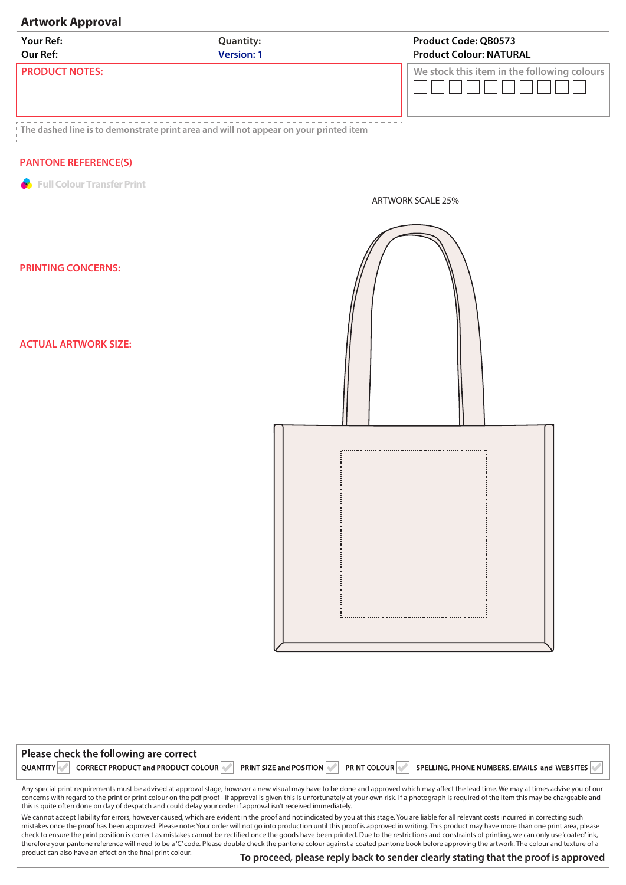# Artwork Approval

Your Ref:
Our Ref:

Quantity:
Version: 1

Product Code: QB0573
Product Colour: NATURAL

**PRODUCT NOTES:**

We stock this item in the following colours

The dashed line is to demonstrate print area and will not appear on your printed item

**PANTONE REFERENCE(S)**

Full Colour Transfer Print

ARTWORK SCALE 25%

**PRINTING CONCERNS:**

**ACTUAL ARTWORK SIZE:**

## Please check the following are correct

QUANTITY | CORRECT PRODUCT and PRODUCT COLOUR | PRINT SIZE and POSITION | PRINT COLOUR | SPELLING, PHONE NUMBERS, EMAILS and WEBSITES

Any special print requirements must be advised at approval stage, however a new visual may have to be done and approved which may affect the lead time. We may at times advise you of our concerns with regard to the print or print colour on the pdf proof - if approval is given this is unfortunately at your own risk. If a photograph is required of the item this may be chargeable and this is quite often done on day of despatch and could delay your order if approval isn't received immediately.

We cannot accept liability for errors, however caused, which are evident in the proof and not indicated by you at this stage. You are liable for all relevant costs incurred in correcting such mistakes once the proof has been approved. Please note: Your order will not go into production until this proof is approved in writing. This product may have more than one print area, please check to ensure the print position is correct as mistakes cannot be rectified once the goods have been printed. Due to the restrictions and constraints of printing, we can only use 'coated' ink, therefore your pantone reference will need to be a 'C' code. Please double check the pantone colour against a coated pantone book before approving the artwork. The colour and texture of a product can also have an effect on the final print colour.

**To proceed, please reply back to sender clearly stating that the proof is approved**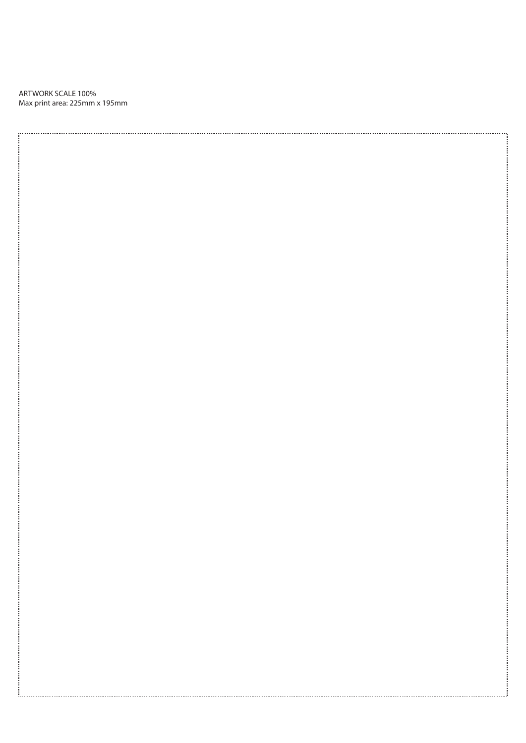ARTWORK SCALE 100%
Max print area: 225mm x 195mm